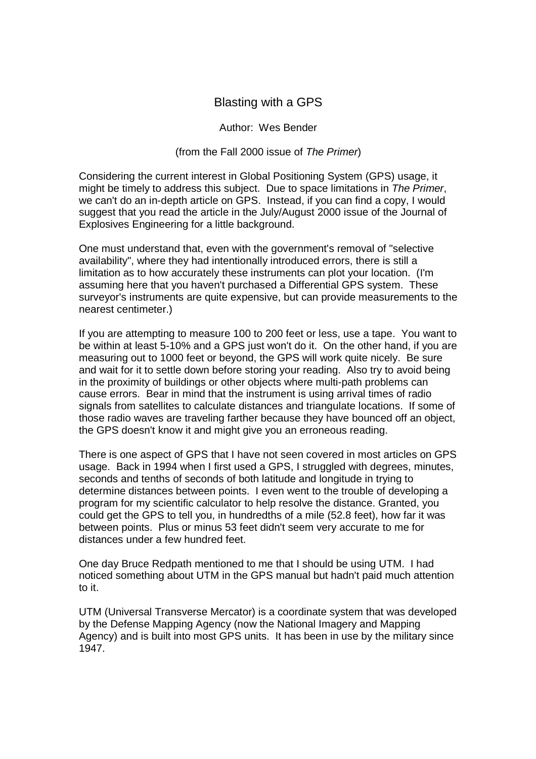# Blasting with a GPS

Author: Wes Bender

(from the Fall 2000 issue of *The Primer*)

Considering the current interest in Global Positioning System (GPS) usage, it might be timely to address this subject. Due to space limitations in *The Primer*, we can't do an in-depth article on GPS. Instead, if you can find a copy, I would suggest that you read the article in the July/August 2000 issue of the Journal of Explosives Engineering for a little background.

One must understand that, even with the government's removal of "selective availability", where they had intentionally introduced errors, there is still a limitation as to how accurately these instruments can plot your location. (I'm assuming here that you haven't purchased a Differential GPS system. These surveyor's instruments are quite expensive, but can provide measurements to the nearest centimeter.)

If you are attempting to measure 100 to 200 feet or less, use a tape. You want to be within at least 5-10% and a GPS just won't do it. On the other hand, if you are measuring out to 1000 feet or beyond, the GPS will work quite nicely. Be sure and wait for it to settle down before storing your reading. Also try to avoid being in the proximity of buildings or other objects where multi-path problems can cause errors. Bear in mind that the instrument is using arrival times of radio signals from satellites to calculate distances and triangulate locations. If some of those radio waves are traveling farther because they have bounced off an object, the GPS doesn't know it and might give you an erroneous reading.

There is one aspect of GPS that I have not seen covered in most articles on GPS usage. Back in 1994 when I first used a GPS, I struggled with degrees, minutes, seconds and tenths of seconds of both latitude and longitude in trying to determine distances between points. I even went to the trouble of developing a program for my scientific calculator to help resolve the distance. Granted, you could get the GPS to tell you, in hundredths of a mile (52.8 feet), how far it was between points. Plus or minus 53 feet didn't seem very accurate to me for distances under a few hundred feet.

One day Bruce Redpath mentioned to me that I should be using UTM. I had noticed something about UTM in the GPS manual but hadn't paid much attention to it.

UTM (Universal Transverse Mercator) is a coordinate system that was developed by the Defense Mapping Agency (now the National Imagery and Mapping Agency) and is built into most GPS units. It has been in use by the military since 1947.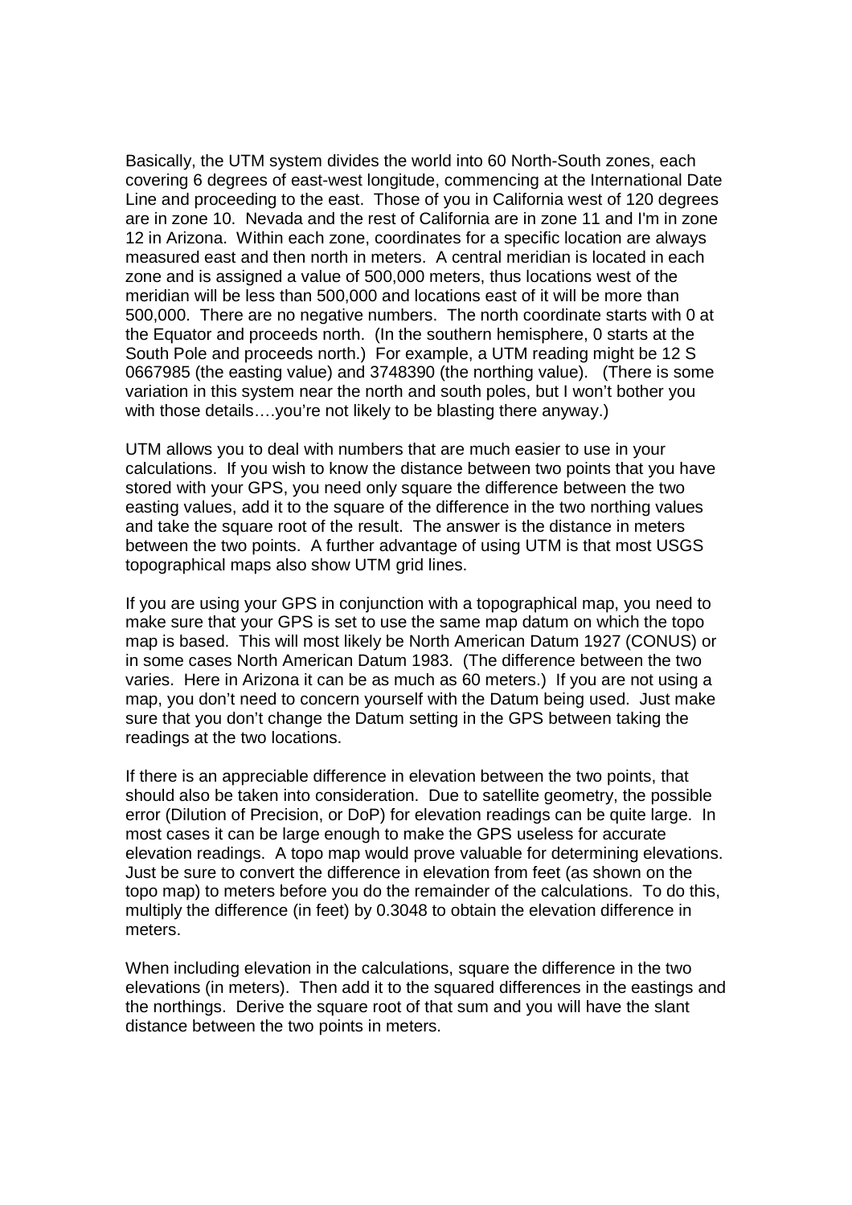Basically, the UTM system divides the world into 60 North-South zones, each covering 6 degrees of east-west longitude, commencing at the International Date Line and proceeding to the east. Those of you in California west of 120 degrees are in zone 10. Nevada and the rest of California are in zone 11 and I'm in zone 12 in Arizona. Within each zone, coordinates for a specific location are always measured east and then north in meters. A central meridian is located in each zone and is assigned a value of 500,000 meters, thus locations west of the meridian will be less than 500,000 and locations east of it will be more than 500,000. There are no negative numbers. The north coordinate starts with 0 at the Equator and proceeds north. (In the southern hemisphere, 0 starts at the South Pole and proceeds north.) For example, a UTM reading might be 12 S 0667985 (the easting value) and 3748390 (the northing value). (There is some variation in this system near the north and south poles, but I won't bother you with those details….you're not likely to be blasting there anyway.)

UTM allows you to deal with numbers that are much easier to use in your calculations. If you wish to know the distance between two points that you have stored with your GPS, you need only square the difference between the two easting values, add it to the square of the difference in the two northing values and take the square root of the result. The answer is the distance in meters between the two points. A further advantage of using UTM is that most USGS topographical maps also show UTM grid lines.

If you are using your GPS in conjunction with a topographical map, you need to make sure that your GPS is set to use the same map datum on which the topo map is based. This will most likely be North American Datum 1927 (CONUS) or in some cases North American Datum 1983. (The difference between the two varies. Here in Arizona it can be as much as 60 meters.) If you are not using a map, you don't need to concern yourself with the Datum being used. Just make sure that you don't change the Datum setting in the GPS between taking the readings at the two locations.

If there is an appreciable difference in elevation between the two points, that should also be taken into consideration. Due to satellite geometry, the possible error (Dilution of Precision, or DoP) for elevation readings can be quite large. In most cases it can be large enough to make the GPS useless for accurate elevation readings. A topo map would prove valuable for determining elevations. Just be sure to convert the difference in elevation from feet (as shown on the topo map) to meters before you do the remainder of the calculations. To do this, multiply the difference (in feet) by 0.3048 to obtain the elevation difference in meters.

When including elevation in the calculations, square the difference in the two elevations (in meters). Then add it to the squared differences in the eastings and the northings. Derive the square root of that sum and you will have the slant distance between the two points in meters.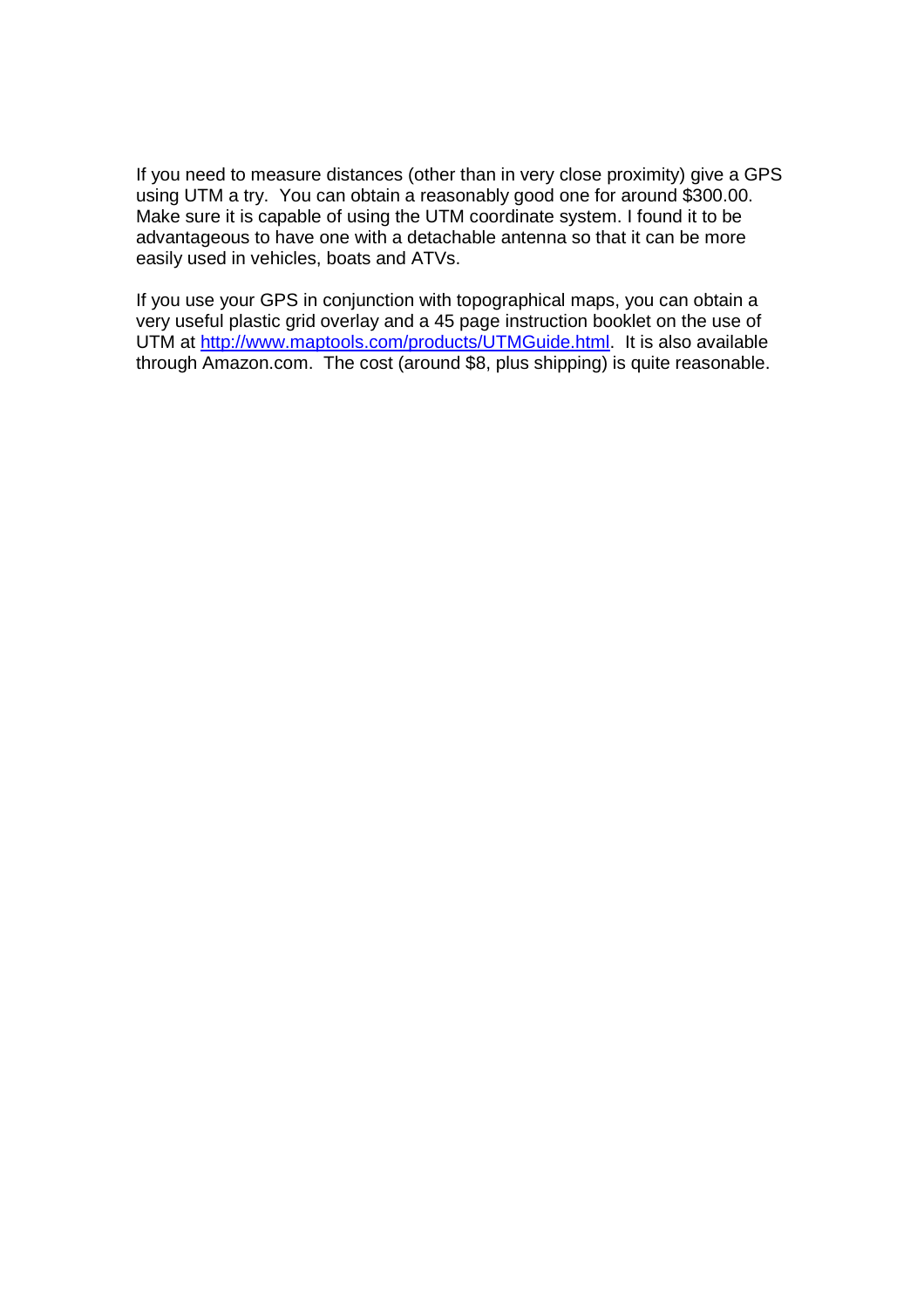If you need to measure distances (other than in very close proximity) give a GPS using UTM a try. You can obtain a reasonably good one for around $300.00. Make sure it is capable of using the UTM coordinate system. I found it to be advantageous to have one with a detachable antenna so that it can be more easily used in vehicles, boats and ATVs.

If you use your GPS in conjunction with topographical maps, you can obtain a very useful plastic grid overlay and a 45 page instruction booklet on the use of UTM at [http://www.maptools.com/products/UTMGuide.html](http://www.maptools.com/products/UTMGuide.html). It is also available through Amazon.com. The cost (around $8, plus shipping) is quite reasonable.